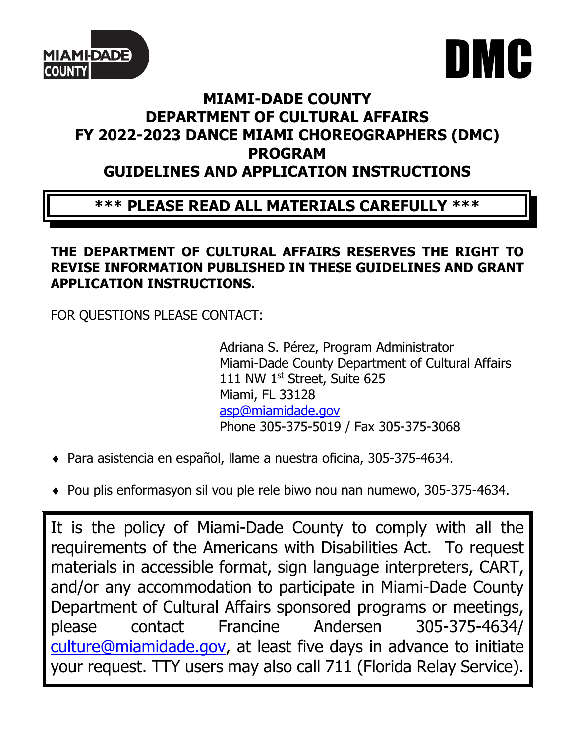MIAMI-DADE COUNTY

DMC

# MIAMI-DADE COUNTY
# DEPARTMENT OF CULTURAL AFFAIRS
# FY 2022-2023 DANCE MIAMI CHOREOGRAPHERS (DMC) PROGRAM
# GUIDELINES AND APPLICATION INSTRUCTIONS

**\*\*\* PLEASE READ ALL MATERIALS CAREFULLY \*\*\***

**THE DEPARTMENT OF CULTURAL AFFAIRS RESERVES THE RIGHT TO REVISE INFORMATION PUBLISHED IN THESE GUIDELINES AND GRANT APPLICATION INSTRUCTIONS.**

FOR QUESTIONS PLEASE CONTACT:

Adriana S. Pérez, Program Administrator
Miami-Dade County Department of Cultural Affairs
111 NW 1st Street, Suite 625
Miami, FL 33128
asp@miamidade.gov
Phone 305-375-5019 / Fax 305-375-3068

- Para asistencia en español, llame a nuestra oficina, 305-375-4634.
- Pou plis enformasyon sil vou ple rele biwo nou nan numewo, 305-375-4634.

It is the policy of Miami-Dade County to comply with all the requirements of the Americans with Disabilities Act. To request materials in accessible format, sign language interpreters, CART, and/or any accommodation to participate in Miami-Dade County Department of Cultural Affairs sponsored programs or meetings, please contact Francine Andersen 305-375-4634/ culture@miamidade.gov, at least five days in advance to initiate your request. TTY users may also call 711 (Florida Relay Service).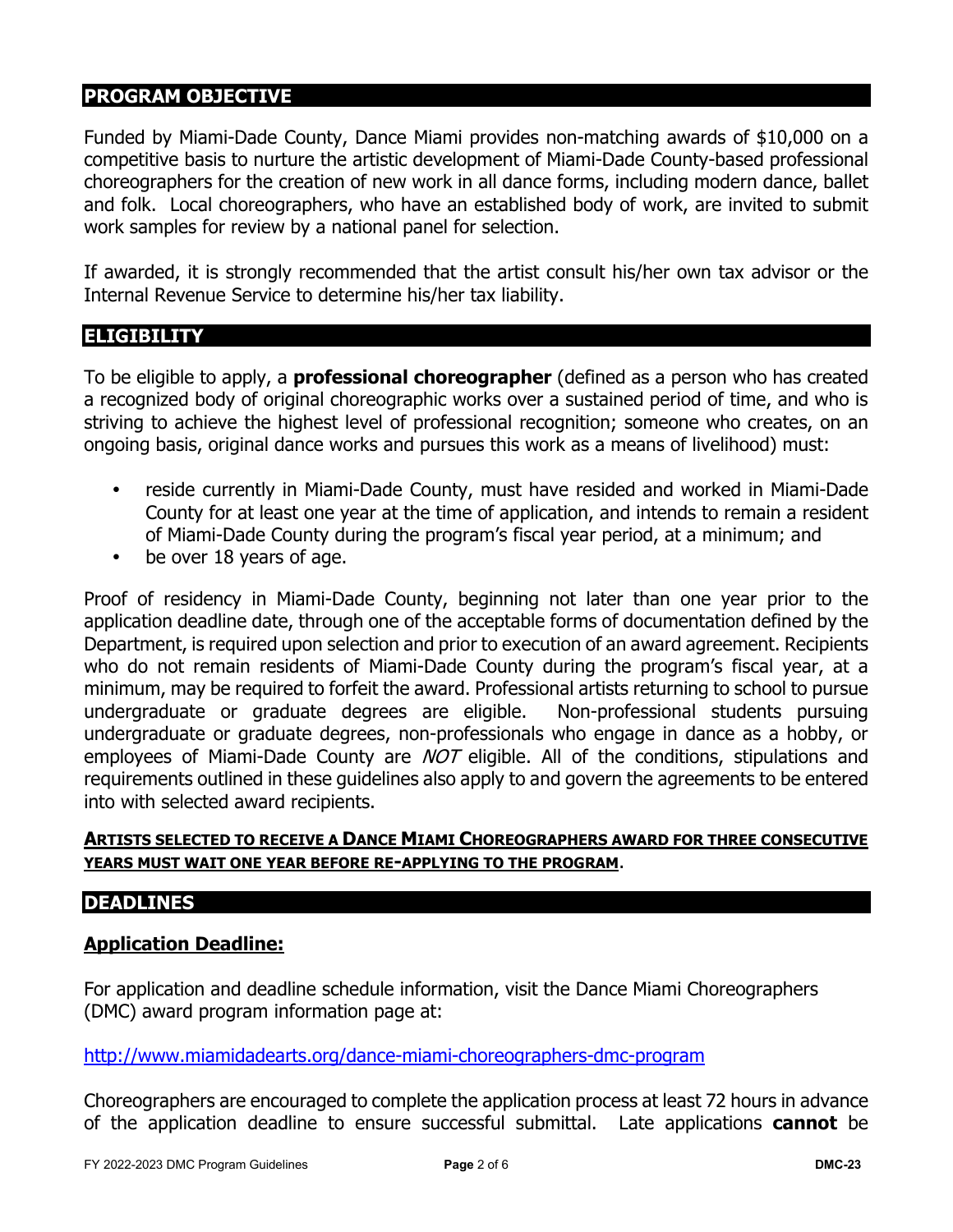## PROGRAM OBJECTIVE

Funded by Miami-Dade County, Dance Miami provides non-matching awards of $10,000 on a competitive basis to nurture the artistic development of Miami-Dade County-based professional choreographers for the creation of new work in all dance forms, including modern dance, ballet and folk. Local choreographers, who have an established body of work, are invited to submit work samples for review by a national panel for selection.

If awarded, it is strongly recommended that the artist consult his/her own tax advisor or the Internal Revenue Service to determine his/her tax liability.

## ELIGIBILITY

To be eligible to apply, a **professional choreographer** (defined as a person who has created a recognized body of original choreographic works over a sustained period of time, and who is striving to achieve the highest level of professional recognition; someone who creates, on an ongoing basis, original dance works and pursues this work as a means of livelihood) must:

- reside currently in Miami-Dade County, must have resided and worked in Miami-Dade County for at least one year at the time of application, and intends to remain a resident of Miami-Dade County during the program's fiscal year period, at a minimum; and
- be over 18 years of age.

Proof of residency in Miami-Dade County, beginning not later than one year prior to the application deadline date, through one of the acceptable forms of documentation defined by the Department, is required upon selection and prior to execution of an award agreement. Recipients who do not remain residents of Miami-Dade County during the program's fiscal year, at a minimum, may be required to forfeit the award. Professional artists returning to school to pursue undergraduate or graduate degrees are eligible. Non-professional students pursuing undergraduate or graduate degrees, non-professionals who engage in dance as a hobby, or employees of Miami-Dade County are *NOT* eligible. All of the conditions, stipulations and requirements outlined in these guidelines also apply to and govern the agreements to be entered into with selected award recipients.

**ARTISTS SELECTED TO RECEIVE A DANCE MIAMI CHOREOGRAPHERS AWARD FOR THREE CONSECUTIVE YEARS MUST WAIT ONE YEAR BEFORE RE-APPLYING TO THE PROGRAM.**

## DEADLINES

### Application Deadline:

For application and deadline schedule information, visit the Dance Miami Choreographers (DMC) award program information page at:

http://www.miamidadearts.org/dance-miami-choreographers-dmc-program

Choreographers are encouraged to complete the application process at least 72 hours in advance of the application deadline to ensure successful submittal. Late applications **cannot** be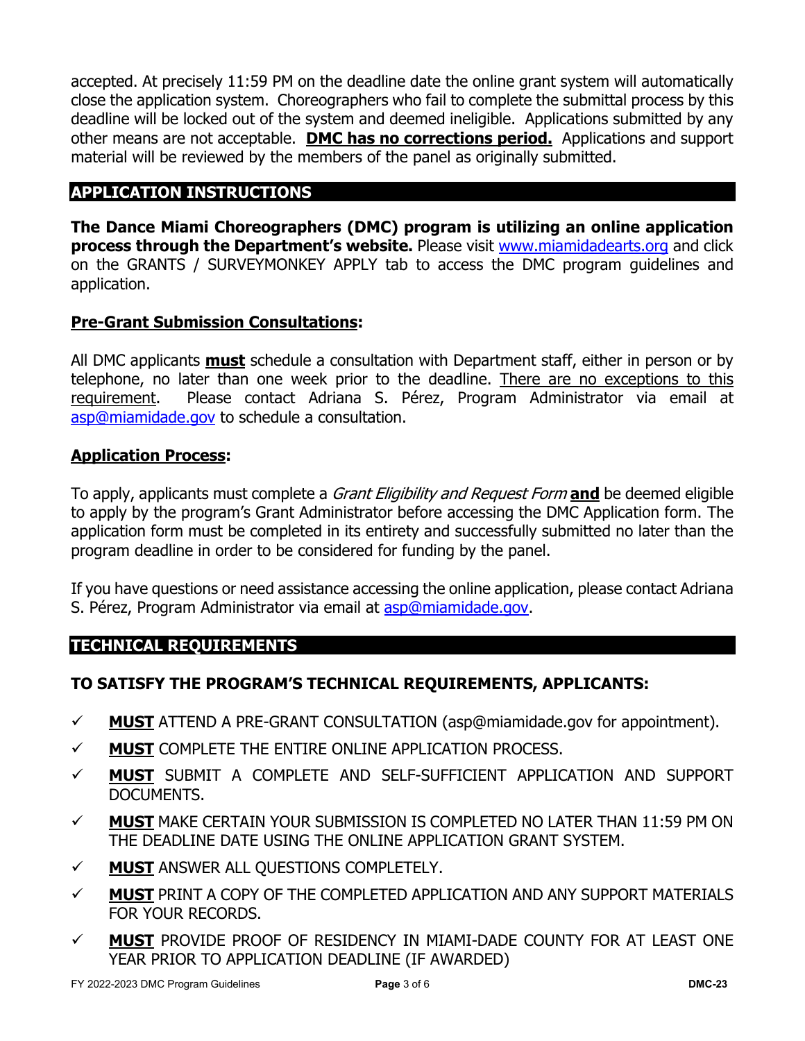accepted. At precisely 11:59 PM on the deadline date the online grant system will automatically close the application system. Choreographers who fail to complete the submittal process by this deadline will be locked out of the system and deemed ineligible. Applications submitted by any other means are not acceptable. **DMC has no corrections period.** Applications and support material will be reviewed by the members of the panel as originally submitted.

## APPLICATION INSTRUCTIONS

**The Dance Miami Choreographers (DMC) program is utilizing an online application process through the Department's website.** Please visit www.miamidadearts.org and click on the GRANTS / SURVEYMONKEY APPLY tab to access the DMC program guidelines and application.

### Pre-Grant Submission Consultations:

All DMC applicants **must** schedule a consultation with Department staff, either in person or by telephone, no later than one week prior to the deadline. There are no exceptions to this requirement. Please contact Adriana S. Pérez, Program Administrator via email at asp@miamidade.gov to schedule a consultation.

### Application Process:

To apply, applicants must complete a *Grant Eligibility and Request Form* **and** be deemed eligible to apply by the program's Grant Administrator before accessing the DMC Application form. The application form must be completed in its entirety and successfully submitted no later than the program deadline in order to be considered for funding by the panel.

If you have questions or need assistance accessing the online application, please contact Adriana S. Pérez, Program Administrator via email at asp@miamidade.gov.

## TECHNICAL REQUIREMENTS

### TO SATISFY THE PROGRAM'S TECHNICAL REQUIREMENTS, APPLICANTS:

- ✓ **MUST** ATTEND A PRE-GRANT CONSULTATION (asp@miamidade.gov for appointment).
- ✓ **MUST** COMPLETE THE ENTIRE ONLINE APPLICATION PROCESS.
- ✓ **MUST** SUBMIT A COMPLETE AND SELF-SUFFICIENT APPLICATION AND SUPPORT DOCUMENTS.
- ✓ **MUST** MAKE CERTAIN YOUR SUBMISSION IS COMPLETED NO LATER THAN 11:59 PM ON THE DEADLINE DATE USING THE ONLINE APPLICATION GRANT SYSTEM.
- ✓ **MUST** ANSWER ALL QUESTIONS COMPLETELY.
- ✓ **MUST** PRINT A COPY OF THE COMPLETED APPLICATION AND ANY SUPPORT MATERIALS FOR YOUR RECORDS.
- ✓ **MUST** PROVIDE PROOF OF RESIDENCY IN MIAMI-DADE COUNTY FOR AT LEAST ONE YEAR PRIOR TO APPLICATION DEADLINE (IF AWARDED)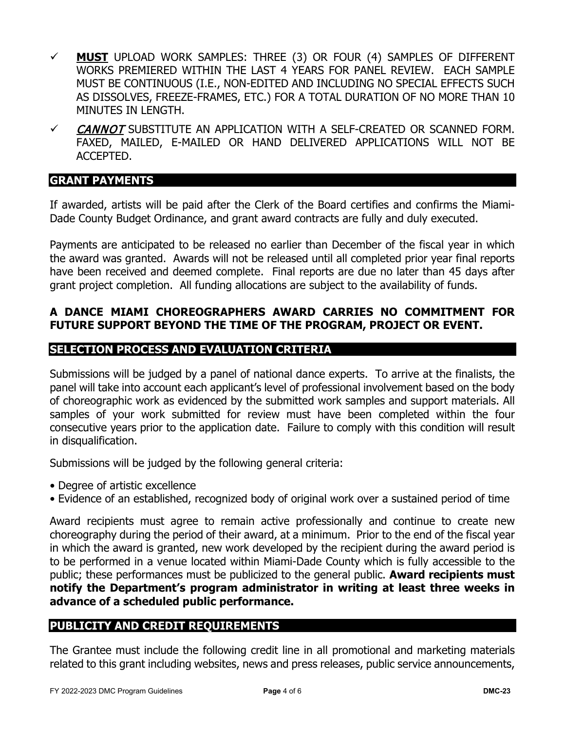- ✓ **<u>MUST</u>** UPLOAD WORK SAMPLES: THREE (3) OR FOUR (4) SAMPLES OF DIFFERENT WORKS PREMIERED WITHIN THE LAST 4 YEARS FOR PANEL REVIEW. EACH SAMPLE MUST BE CONTINUOUS (I.E., NON-EDITED AND INCLUDING NO SPECIAL EFFECTS SUCH AS DISSOLVES, FREEZE-FRAMES, ETC.) FOR A TOTAL DURATION OF NO MORE THAN 10 MINUTES IN LENGTH.
- ✓ ***CANNOT*** SUBSTITUTE AN APPLICATION WITH A SELF-CREATED OR SCANNED FORM. FAXED, MAILED, E-MAILED OR HAND DELIVERED APPLICATIONS WILL NOT BE ACCEPTED.

## GRANT PAYMENTS

If awarded, artists will be paid after the Clerk of the Board certifies and confirms the Miami-Dade County Budget Ordinance, and grant award contracts are fully and duly executed.

Payments are anticipated to be released no earlier than December of the fiscal year in which the award was granted. Awards will not be released until all completed prior year final reports have been received and deemed complete. Final reports are due no later than 45 days after grant project completion. All funding allocations are subject to the availability of funds.

**A DANCE MIAMI CHOREOGRAPHERS AWARD CARRIES NO COMMITMENT FOR FUTURE SUPPORT BEYOND THE TIME OF THE PROGRAM, PROJECT OR EVENT.**

## SELECTION PROCESS AND EVALUATION CRITERIA

Submissions will be judged by a panel of national dance experts. To arrive at the finalists, the panel will take into account each applicant's level of professional involvement based on the body of choreographic work as evidenced by the submitted work samples and support materials. All samples of your work submitted for review must have been completed within the four consecutive years prior to the application date. Failure to comply with this condition will result in disqualification.

Submissions will be judged by the following general criteria:

- Degree of artistic excellence
- Evidence of an established, recognized body of original work over a sustained period of time

Award recipients must agree to remain active professionally and continue to create new choreography during the period of their award, at a minimum. Prior to the end of the fiscal year in which the award is granted, new work developed by the recipient during the award period is to be performed in a venue located within Miami-Dade County which is fully accessible to the public; these performances must be publicized to the general public. **Award recipients must notify the Department's program administrator in writing at least three weeks in advance of a scheduled public performance.**

## PUBLICITY AND CREDIT REQUIREMENTS

The Grantee must include the following credit line in all promotional and marketing materials related to this grant including websites, news and press releases, public service announcements,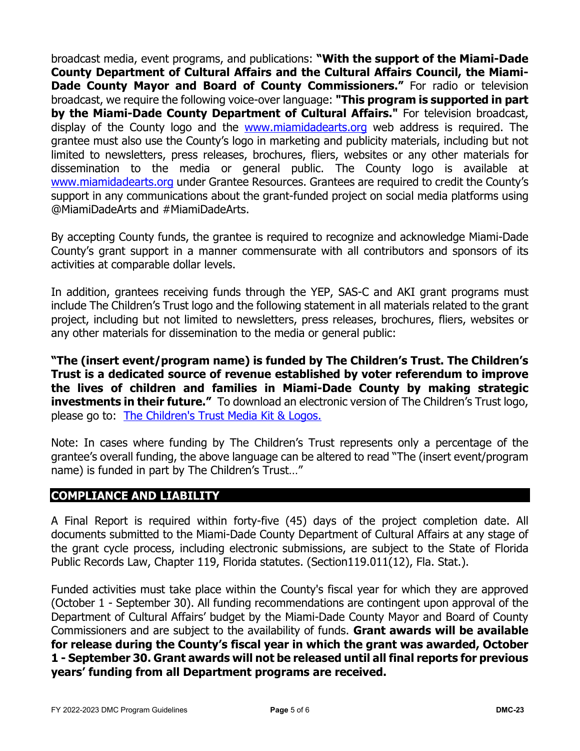broadcast media, event programs, and publications: **"With the support of the Miami-Dade County Department of Cultural Affairs and the Cultural Affairs Council, the Miami-Dade County Mayor and Board of County Commissioners."** For radio or television broadcast, we require the following voice-over language: **"This program is supported in part by the Miami-Dade County Department of Cultural Affairs."** For television broadcast, display of the County logo and the [www.miamidadearts.org](http://www.miamidadearts.org) web address is required. The grantee must also use the County's logo in marketing and publicity materials, including but not limited to newsletters, press releases, brochures, fliers, websites or any other materials for dissemination to the media or general public. The County logo is available at [www.miamidadearts.org](http://www.miamidadearts.org) under Grantee Resources. Grantees are required to credit the County's support in any communications about the grant-funded project on social media platforms using @MiamiDadeArts and #MiamiDadeArts.

By accepting County funds, the grantee is required to recognize and acknowledge Miami-Dade County's grant support in a manner commensurate with all contributors and sponsors of its activities at comparable dollar levels.

In addition, grantees receiving funds through the YEP, SAS-C and AKI grant programs must include The Children's Trust logo and the following statement in all materials related to the grant project, including but not limited to newsletters, press releases, brochures, fliers, websites or any other materials for dissemination to the media or general public:

**"The (insert event/program name) is funded by The Children's Trust. The Children's Trust is a dedicated source of revenue established by voter referendum to improve the lives of children and families in Miami-Dade County by making strategic investments in their future."** To download an electronic version of The Children's Trust logo, please go to: The Children's Trust Media Kit & Logos.

Note: In cases where funding by The Children's Trust represents only a percentage of the grantee's overall funding, the above language can be altered to read "The (insert event/program name) is funded in part by The Children's Trust…"

## COMPLIANCE AND LIABILITY

A Final Report is required within forty-five (45) days of the project completion date. All documents submitted to the Miami-Dade County Department of Cultural Affairs at any stage of the grant cycle process, including electronic submissions, are subject to the State of Florida Public Records Law, Chapter 119, Florida statutes. (Section119.011(12), Fla. Stat.).

Funded activities must take place within the County's fiscal year for which they are approved (October 1 - September 30). All funding recommendations are contingent upon approval of the Department of Cultural Affairs' budget by the Miami-Dade County Mayor and Board of County Commissioners and are subject to the availability of funds. **Grant awards will be available for release during the County's fiscal year in which the grant was awarded, October 1 - September 30. Grant awards will not be released until all final reports for previous years' funding from all Department programs are received.**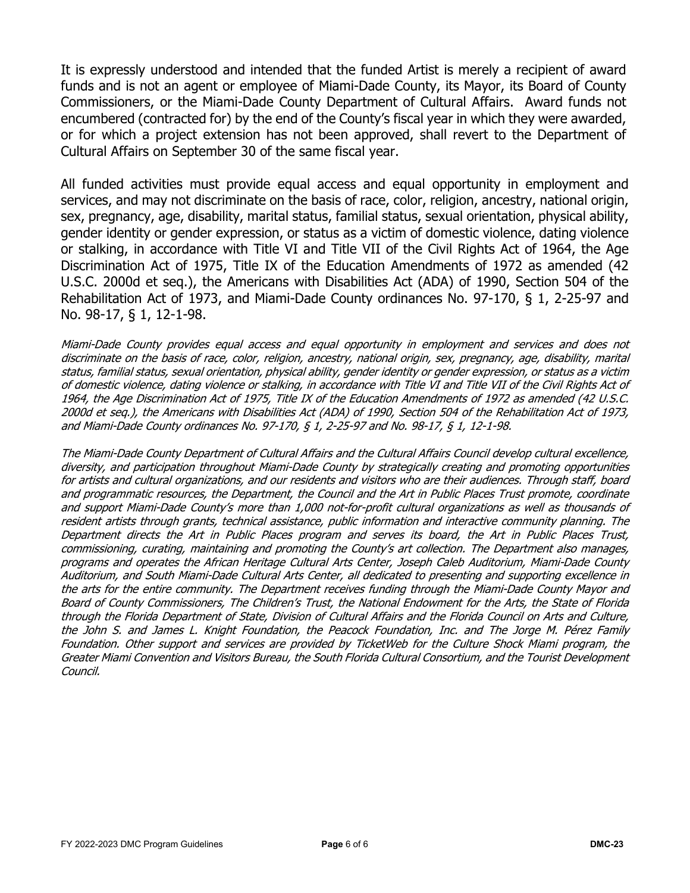It is expressly understood and intended that the funded Artist is merely a recipient of award funds and is not an agent or employee of Miami-Dade County, its Mayor, its Board of County Commissioners, or the Miami-Dade County Department of Cultural Affairs. Award funds not encumbered (contracted for) by the end of the County's fiscal year in which they were awarded, or for which a project extension has not been approved, shall revert to the Department of Cultural Affairs on September 30 of the same fiscal year.

All funded activities must provide equal access and equal opportunity in employment and services, and may not discriminate on the basis of race, color, religion, ancestry, national origin, sex, pregnancy, age, disability, marital status, familial status, sexual orientation, physical ability, gender identity or gender expression, or status as a victim of domestic violence, dating violence or stalking, in accordance with Title VI and Title VII of the Civil Rights Act of 1964, the Age Discrimination Act of 1975, Title IX of the Education Amendments of 1972 as amended (42 U.S.C. 2000d et seq.), the Americans with Disabilities Act (ADA) of 1990, Section 504 of the Rehabilitation Act of 1973, and Miami-Dade County ordinances No. 97-170, § 1, 2-25-97 and No. 98-17, § 1, 12-1-98.

*Miami-Dade County provides equal access and equal opportunity in employment and services and does not discriminate on the basis of race, color, religion, ancestry, national origin, sex, pregnancy, age, disability, marital status, familial status, sexual orientation, physical ability, gender identity or gender expression, or status as a victim of domestic violence, dating violence or stalking, in accordance with Title VI and Title VII of the Civil Rights Act of 1964, the Age Discrimination Act of 1975, Title IX of the Education Amendments of 1972 as amended (42 U.S.C. 2000d et seq.), the Americans with Disabilities Act (ADA) of 1990, Section 504 of the Rehabilitation Act of 1973, and Miami-Dade County ordinances No. 97-170, § 1, 2-25-97 and No. 98-17, § 1, 12-1-98.*

*The Miami-Dade County Department of Cultural Affairs and the Cultural Affairs Council develop cultural excellence, diversity, and participation throughout Miami-Dade County by strategically creating and promoting opportunities for artists and cultural organizations, and our residents and visitors who are their audiences. Through staff, board and programmatic resources, the Department, the Council and the Art in Public Places Trust promote, coordinate and support Miami-Dade County's more than 1,000 not-for-profit cultural organizations as well as thousands of resident artists through grants, technical assistance, public information and interactive community planning. The Department directs the Art in Public Places program and serves its board, the Art in Public Places Trust, commissioning, curating, maintaining and promoting the County's art collection. The Department also manages, programs and operates the African Heritage Cultural Arts Center, Joseph Caleb Auditorium, Miami-Dade County Auditorium, and South Miami-Dade Cultural Arts Center, all dedicated to presenting and supporting excellence in the arts for the entire community. The Department receives funding through the Miami-Dade County Mayor and Board of County Commissioners, The Children's Trust, the National Endowment for the Arts, the State of Florida through the Florida Department of State, Division of Cultural Affairs and the Florida Council on Arts and Culture, the John S. and James L. Knight Foundation, the Peacock Foundation, Inc. and The Jorge M. Pérez Family Foundation. Other support and services are provided by TicketWeb for the Culture Shock Miami program, the Greater Miami Convention and Visitors Bureau, the South Florida Cultural Consortium, and the Tourist Development Council.*